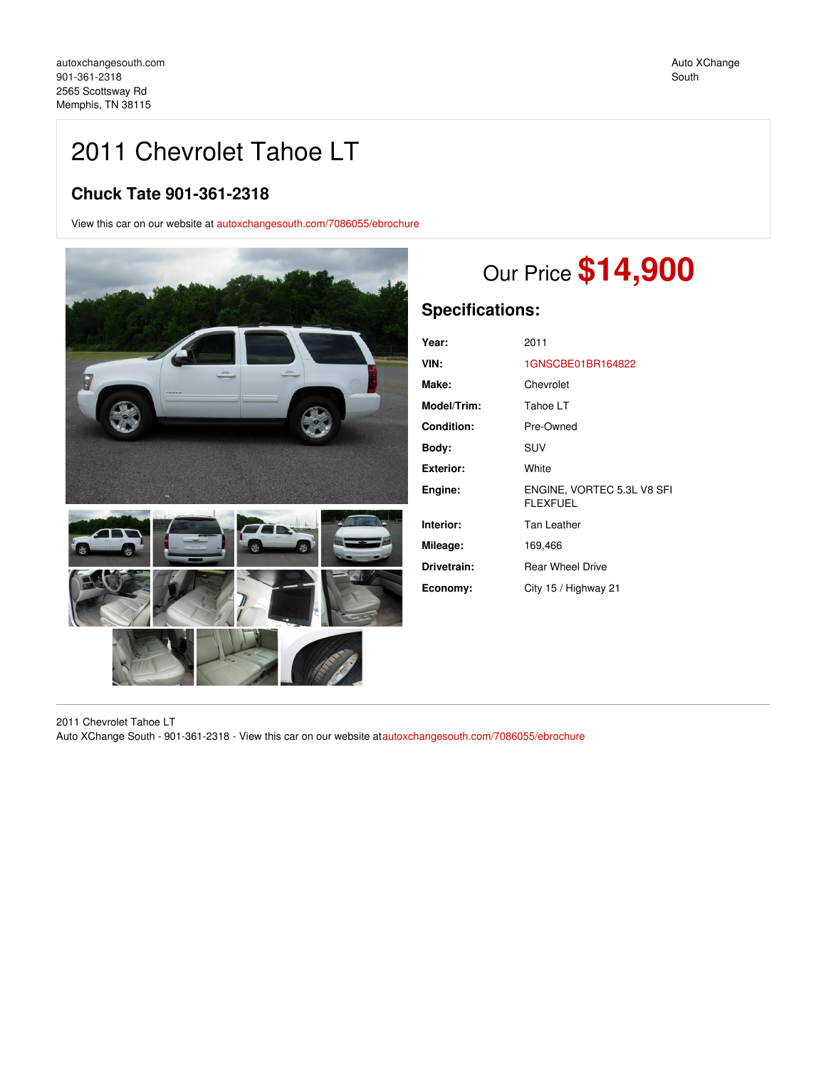autoxchangesouth.com
901-361-2318
2565 Scottsway Rd
Memphis, TN 38115

Auto XChange South

# 2011 Chevrolet Tahoe LT

## Chuck Tate 901-361-2318

View this car on our website at autoxchangesouth.com/7086055/ebrochure

Our Price **$14,900**

## Specifications:

| | |
|---|---|
| **Year:** | 2011 |
| **VIN:** | 1GNSCBE01BR164822 |
| **Make:** | Chevrolet |
| **Model/Trim:** | Tahoe LT |
| **Condition:** | Pre-Owned |
| **Body:** | SUV |
| **Exterior:** | White |
| **Engine:** | ENGINE, VORTEC 5.3L V8 SFI FLEXFUEL |
| **Interior:** | Tan Leather |
| **Mileage:** | 169,466 |
| **Drivetrain:** | Rear Wheel Drive |
| **Economy:** | City 15 / Highway 21 |

2011 Chevrolet Tahoe LT
Auto XChange South - 901-361-2318 - View this car on our website atautoxchangesouth.com/7086055/ebrochure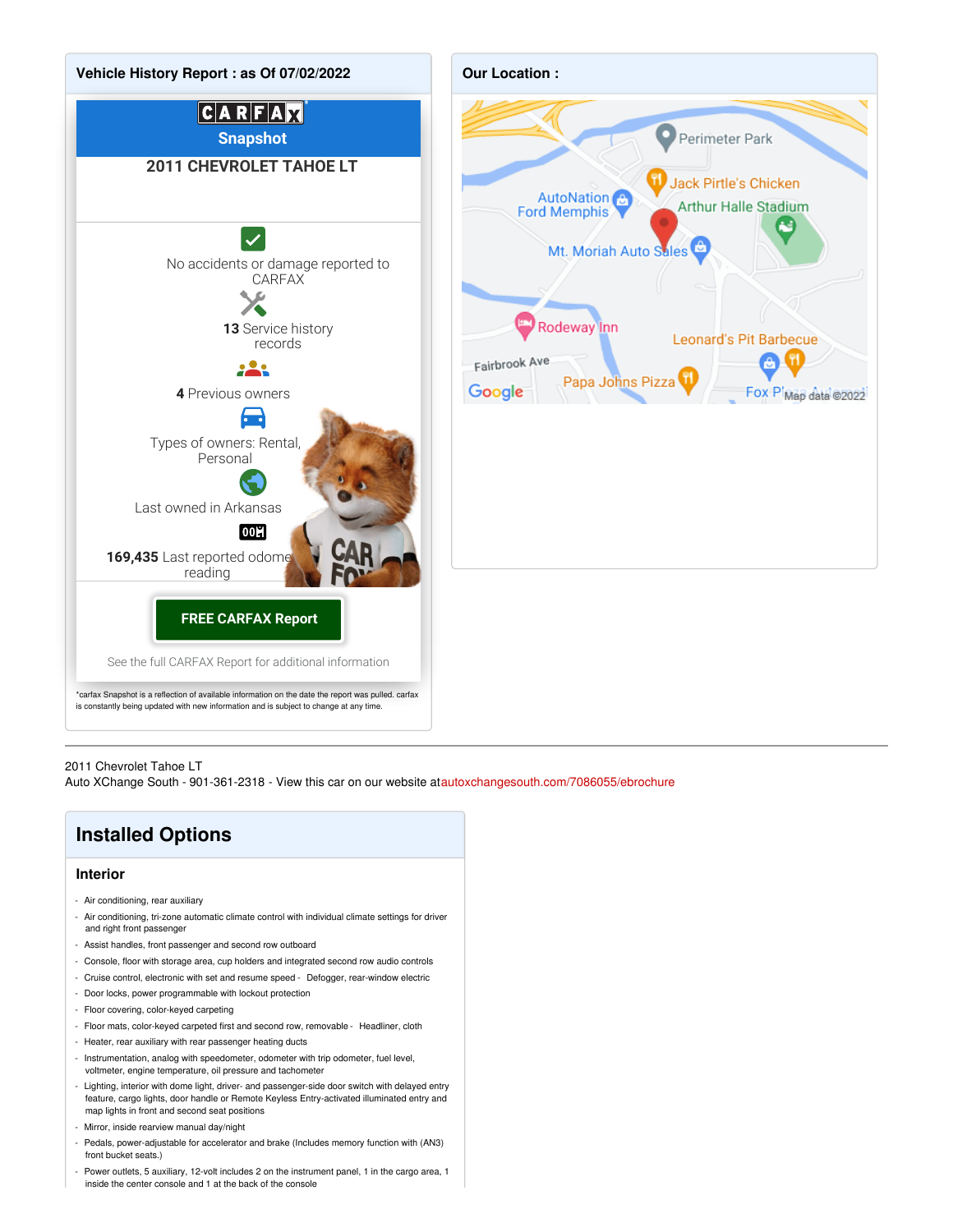## Vehicle History Report : as Of 07/02/2022

CARFAX Snapshot

**2011 CHEVROLET TAHOE LT**

No accidents or damage reported to CARFAX

**13** Service history records

**4** Previous owners

Types of owners: Rental, Personal

Last owned in Arkansas

**169,435** Last reported odometer reading

**FREE CARFAX Report**

See the full CARFAX Report for additional information

*carfax Snapshot is a reflection of available information on the date the report was pulled. carfax is constantly being updated with new information and is subject to change at any time.

## Our Location :

Perimeter Park
Jack Pirtle's Chicken
AutoNation Ford Memphis
Arthur Halle Stadium
Mt. Moriah Auto Sales
Rodeway Inn
Leonard's Pit Barbecue
Fairbrook Ave
Papa Johns Pizza
Fox Plaza Automotive
Google
Map data ©2022

---

2011 Chevrolet Tahoe LT
Auto XChange South - 901-361-2318 - View this car on our website at autoxchangesouth.com/7086055/ebrochure

# Installed Options

### Interior

- Air conditioning, rear auxiliary
- Air conditioning, tri-zone automatic climate control with individual climate settings for driver and right front passenger
- Assist handles, front passenger and second row outboard
- Console, floor with storage area, cup holders and integrated second row audio controls
- Cruise control, electronic with set and resume speed
- Defogger, rear-window electric
- Door locks, power programmable with lockout protection
- Floor covering, color-keyed carpeting
- Floor mats, color-keyed carpeted first and second row, removable
- Headliner, cloth
- Heater, rear auxiliary with rear passenger heating ducts
- Instrumentation, analog with speedometer, odometer with trip odometer, fuel level, voltmeter, engine temperature, oil pressure and tachometer
- Lighting, interior with dome light, driver- and passenger-side door switch with delayed entry feature, cargo lights, door handle or Remote Keyless Entry-activated illuminated entry and map lights in front and second seat positions
- Mirror, inside rearview manual day/night
- Pedals, power-adjustable for accelerator and brake (Includes memory function with (AN3) front bucket seats.)
- Power outlets, 5 auxiliary, 12-volt includes 2 on the instrument panel, 1 in the cargo area, 1 inside the center console and 1 at the back of the console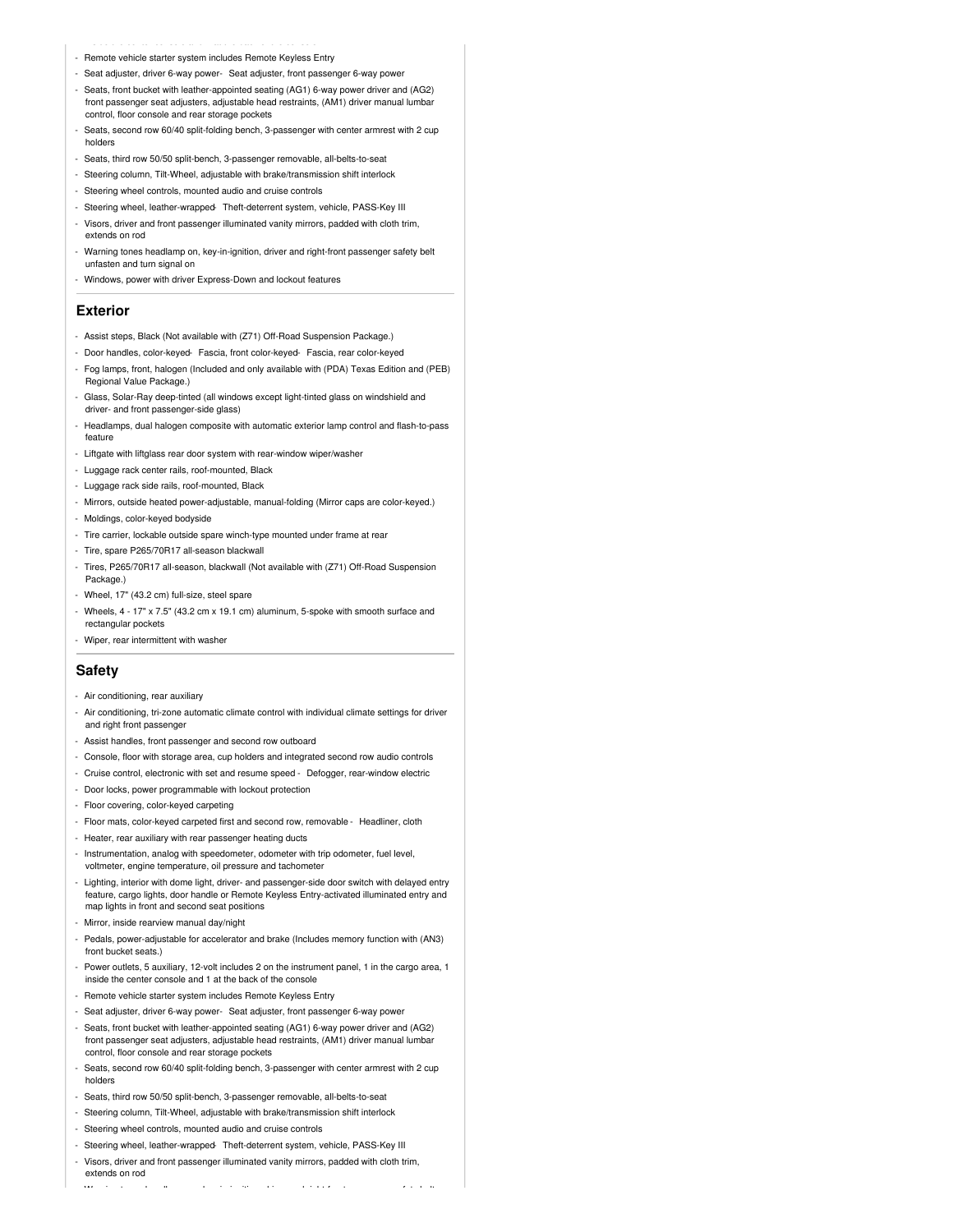- Remote vehicle starter system includes Remote Keyless Entry
- Seat adjuster, driver 6-way power- Seat adjuster, front passenger 6-way power
- Seats, front bucket with leather-appointed seating (AG1) 6-way power driver and (AG2) front passenger seat adjusters, adjustable head restraints, (AM1) driver manual lumbar control, floor console and rear storage pockets
- Seats, second row 60/40 split-folding bench, 3-passenger with center armrest with 2 cup holders
- Seats, third row 50/50 split-bench, 3-passenger removable, all-belts-to-seat
- Steering column, Tilt-Wheel, adjustable with brake/transmission shift interlock
- Steering wheel controls, mounted audio and cruise controls
- Steering wheel, leather-wrapped- Theft-deterrent system, vehicle, PASS-Key III
- Visors, driver and front passenger illuminated vanity mirrors, padded with cloth trim, extends on rod
- Warning tones headlamp on, key-in-ignition, driver and right-front passenger safety belt unfasten and turn signal on
- Windows, power with driver Express-Down and lockout features

## Exterior

- Assist steps, Black (Not available with (Z71) Off-Road Suspension Package.)
- Door handles, color-keyed- Fascia, front color-keyed- Fascia, rear color-keyed
- Fog lamps, front, halogen (Included and only available with (PDA) Texas Edition and (PEB) Regional Value Package.)
- Glass, Solar-Ray deep-tinted (all windows except light-tinted glass on windshield and driver- and front passenger-side glass)
- Headlamps, dual halogen composite with automatic exterior lamp control and flash-to-pass feature
- Liftgate with liftglass rear door system with rear-window wiper/washer
- Luggage rack center rails, roof-mounted, Black
- Luggage rack side rails, roof-mounted, Black
- Mirrors, outside heated power-adjustable, manual-folding (Mirror caps are color-keyed.)
- Moldings, color-keyed bodyside
- Tire carrier, lockable outside spare winch-type mounted under frame at rear
- Tire, spare P265/70R17 all-season blackwall
- Tires, P265/70R17 all-season, blackwall (Not available with (Z71) Off-Road Suspension Package.)
- Wheel, 17" (43.2 cm) full-size, steel spare
- Wheels, 4 - 17" x 7.5" (43.2 cm x 19.1 cm) aluminum, 5-spoke with smooth surface and rectangular pockets
- Wiper, rear intermittent with washer

## Safety

- Air conditioning, rear auxiliary
- Air conditioning, tri-zone automatic climate control with individual climate settings for driver and right front passenger
- Assist handles, front passenger and second row outboard
- Console, floor with storage area, cup holders and integrated second row audio controls
- Cruise control, electronic with set and resume speed - Defogger, rear-window electric
- Door locks, power programmable with lockout protection
- Floor covering, color-keyed carpeting
- Floor mats, color-keyed carpeted first and second row, removable - Headliner, cloth
- Heater, rear auxiliary with rear passenger heating ducts
- Instrumentation, analog with speedometer, odometer with trip odometer, fuel level, voltmeter, engine temperature, oil pressure and tachometer
- Lighting, interior with dome light, driver- and passenger-side door switch with delayed entry feature, cargo lights, door handle or Remote Keyless Entry-activated illuminated entry and map lights in front and second seat positions
- Mirror, inside rearview manual day/night
- Pedals, power-adjustable for accelerator and brake (Includes memory function with (AN3) front bucket seats.)
- Power outlets, 5 auxiliary, 12-volt includes 2 on the instrument panel, 1 in the cargo area, 1 inside the center console and 1 at the back of the console
- Remote vehicle starter system includes Remote Keyless Entry
- Seat adjuster, driver 6-way power- Seat adjuster, front passenger 6-way power
- Seats, front bucket with leather-appointed seating (AG1) 6-way power driver and (AG2) front passenger seat adjusters, adjustable head restraints, (AM1) driver manual lumbar control, floor console and rear storage pockets
- Seats, second row 60/40 split-folding bench, 3-passenger with center armrest with 2 cup holders
- Seats, third row 50/50 split-bench, 3-passenger removable, all-belts-to-seat
- Steering column, Tilt-Wheel, adjustable with brake/transmission shift interlock
- Steering wheel controls, mounted audio and cruise controls
- Steering wheel, leather-wrapped- Theft-deterrent system, vehicle, PASS-Key III
- Visors, driver and front passenger illuminated vanity mirrors, padded with cloth trim, extends on rod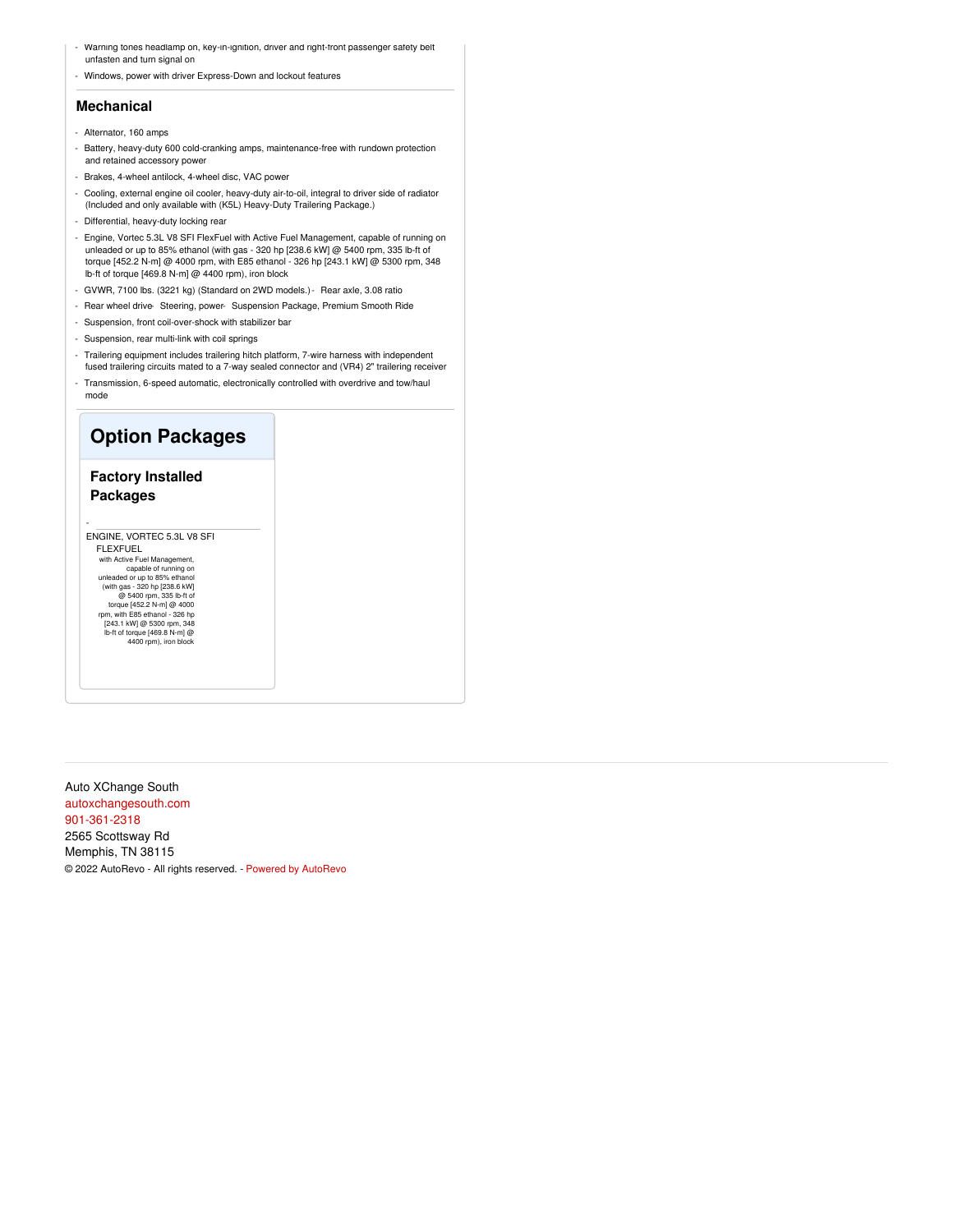- Warning tones headlamp on, key-in-ignition, driver and right-front passenger safety belt unfasten and turn signal on
- Windows, power with driver Express-Down and lockout features

## Mechanical

- Alternator, 160 amps
- Battery, heavy-duty 600 cold-cranking amps, maintenance-free with rundown protection and retained accessory power
- Brakes, 4-wheel antilock, 4-wheel disc, VAC power
- Cooling, external engine oil cooler, heavy-duty air-to-oil, integral to driver side of radiator (Included and only available with (K5L) Heavy-Duty Trailering Package.)
- Differential, heavy-duty locking rear
- Engine, Vortec 5.3L V8 SFI FlexFuel with Active Fuel Management, capable of running on unleaded or up to 85% ethanol (with gas - 320 hp [238.6 kW] @ 5400 rpm, 335 lb-ft of torque [452.2 N-m] @ 4000 rpm, with E85 ethanol - 326 hp [243.1 kW] @ 5300 rpm, 348 lb-ft of torque [469.8 N-m] @ 4400 rpm), iron block
- GVWR, 7100 lbs. (3221 kg) (Standard on 2WD models.)
- Rear axle, 3.08 ratio
- Rear wheel drive
- Steering, power
- Suspension Package, Premium Smooth Ride
- Suspension, front coil-over-shock with stabilizer bar
- Suspension, rear multi-link with coil springs
- Trailering equipment includes trailering hitch platform, 7-wire harness with independent fused trailering circuits mated to a 7-way sealed connector and (VR4) 2" trailering receiver
- Transmission, 6-speed automatic, electronically controlled with overdrive and tow/haul mode

# Option Packages

### Factory Installed Packages

-

ENGINE, VORTEC 5.3L V8 SFI FLEXFUEL

with Active Fuel Management, capable of running on unleaded or up to 85% ethanol (with gas - 320 hp [238.6 kW] @ 5400 rpm, 335 lb-ft of torque [452.2 N-m] @ 4000 rpm, with E85 ethanol - 326 hp [243.1 kW] @ 5300 rpm, 348 lb-ft of torque [469.8 N-m] @ 4400 rpm), iron block

Auto XChange South
autoxchangesouth.com
901-361-2318
2565 Scottsway Rd
Memphis, TN 38115
© 2022 AutoRevo - All rights reserved. - Powered by AutoRevo